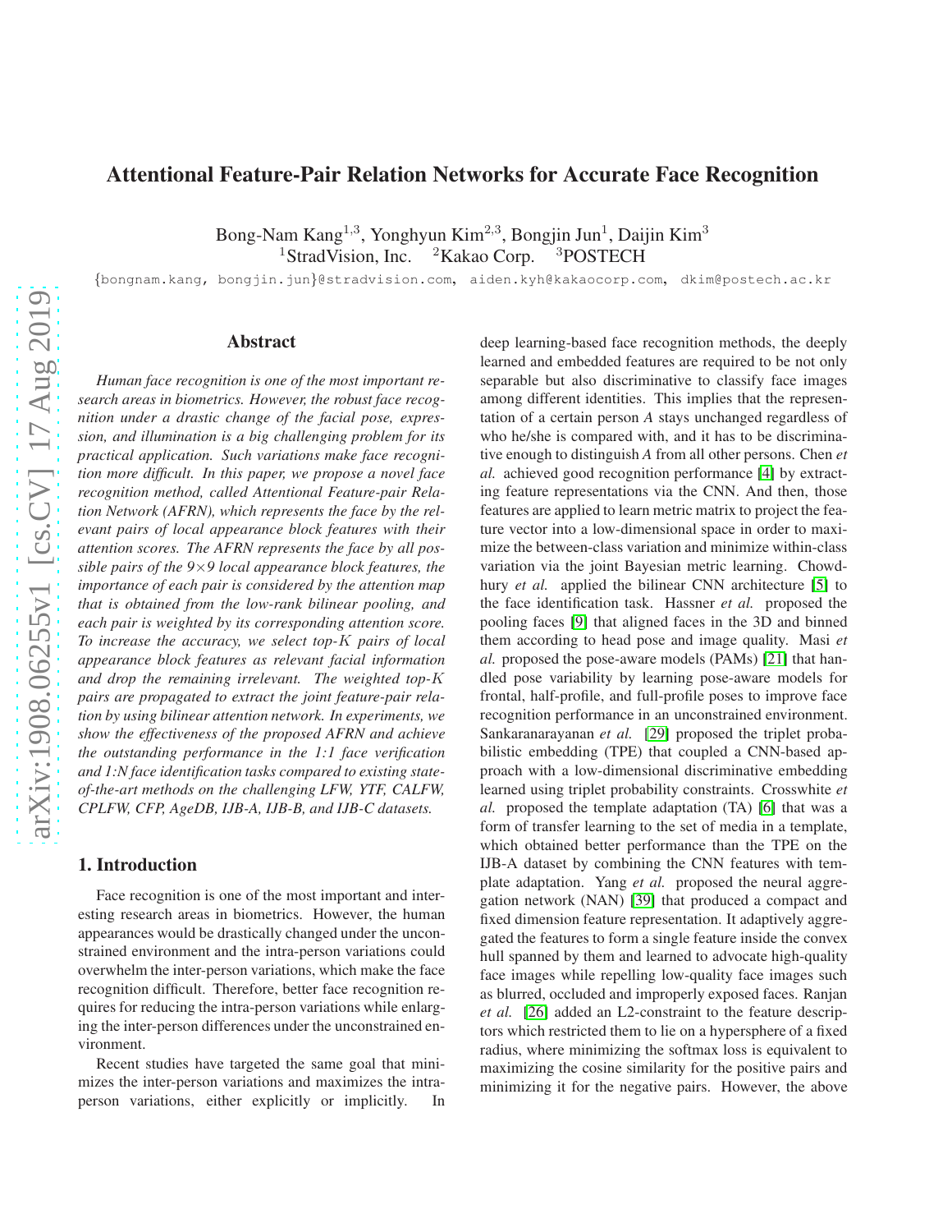# Attentional Feature-Pair Relation Networks for Accurate Face Recognition

Bong-Nam Kang[1,3], Yonghyun Kim[2,3], Bongjin Jun[1], Daijin Kim[3]
[1]StradVision, Inc. [2]Kakao Corp. [3]POSTECH

{bongnam.kang, bongjin.jun}@stradvision.com, aiden.kyh@kakaocorp.com, dkim@postech.ac.kr

## Abstract

*Human face recognition is one of the most important research areas in biometrics. However, the robust face recognition under a drastic change of the facial pose, expression, and illumination is a big challenging problem for its practical application. Such variations make face recognition more difficult. In this paper, we propose a novel face recognition method, called Attentional Feature-pair Relation Network (AFRN), which represents the face by the relevant pairs of local appearance block features with their attention scores. The AFRN represents the face by all possible pairs of the 9×9 local appearance block features, the importance of each pair is considered by the attention map that is obtained from the low-rank bilinear pooling, and each pair is weighted by its corresponding attention score. To increase the accuracy, we select top-$K$ pairs of local appearance block features as relevant facial information and drop the remaining irrelevant. The weighted top-$K$ pairs are propagated to extract the joint feature-pair relation by using bilinear attention network. In experiments, we show the effectiveness of the proposed AFRN and achieve the outstanding performance in the 1:1 face verification and 1:N face identification tasks compared to existing state-of-the-art methods on the challenging LFW, YTF, CALFW, CPLFW, CFP, AgeDB, IJB-A, IJB-B, and IJB-C datasets.*

## 1. Introduction

Face recognition is one of the most important and interesting research areas in biometrics. However, the human appearances would be drastically changed under the unconstrained environment and the intra-person variations could overwhelm the inter-person variations, which make the face recognition difficult. Therefore, better face recognition requires for reducing the intra-person variations while enlarging the inter-person differences under the unconstrained environment.

Recent studies have targeted the same goal that minimizes the inter-person variations and maximizes the intra-person variations, either explicitly or implicitly. In deep learning-based face recognition methods, the deeply learned and embedded features are required to be not only separable but also discriminative to classify face images among different identities. This implies that the representation of a certain person *A* stays unchanged regardless of who he/she is compared with, and it has to be discriminative enough to distinguish *A* from all other persons. Chen *et al.* achieved good recognition performance [4] by extracting feature representations via the CNN. And then, those features are applied to learn metric matrix to project the feature vector into a low-dimensional space in order to maximize the between-class variation and minimize within-class variation via the joint Bayesian metric learning. Chowdhury *et al.* applied the bilinear CNN architecture [5] to the face identification task. Hassner *et al.* proposed the pooling faces [9] that aligned faces in the 3D and binned them according to head pose and image quality. Masi *et al.* proposed the pose-aware models (PAMs) [21] that handled pose variability by learning pose-aware models for frontal, half-profile, and full-profile poses to improve face recognition performance in an unconstrained environment. Sankaranarayanan *et al.* [29] proposed the triplet probabilistic embedding (TPE) that coupled a CNN-based approach with a low-dimensional discriminative embedding learned using triplet probability constraints. Crosswhite *et al.* proposed the template adaptation (TA) [6] that was a form of transfer learning to the set of media in a template, which obtained better performance than the TPE on the IJB-A dataset by combining the CNN features with template adaptation. Yang *et al.* proposed the neural aggregation network (NAN) [39] that produced a compact and fixed dimension feature representation. It adaptively aggregated the features to form a single feature inside the convex hull spanned by them and learned to advocate high-quality face images while repelling low-quality face images such as blurred, occluded and improperly exposed faces. Ranjan *et al.* [26] added an L2-constraint to the feature descriptors which restricted them to lie on a hypersphere of a fixed radius, where minimizing the softmax loss is equivalent to maximizing the cosine similarity for the positive pairs and minimizing it for the negative pairs. However, the above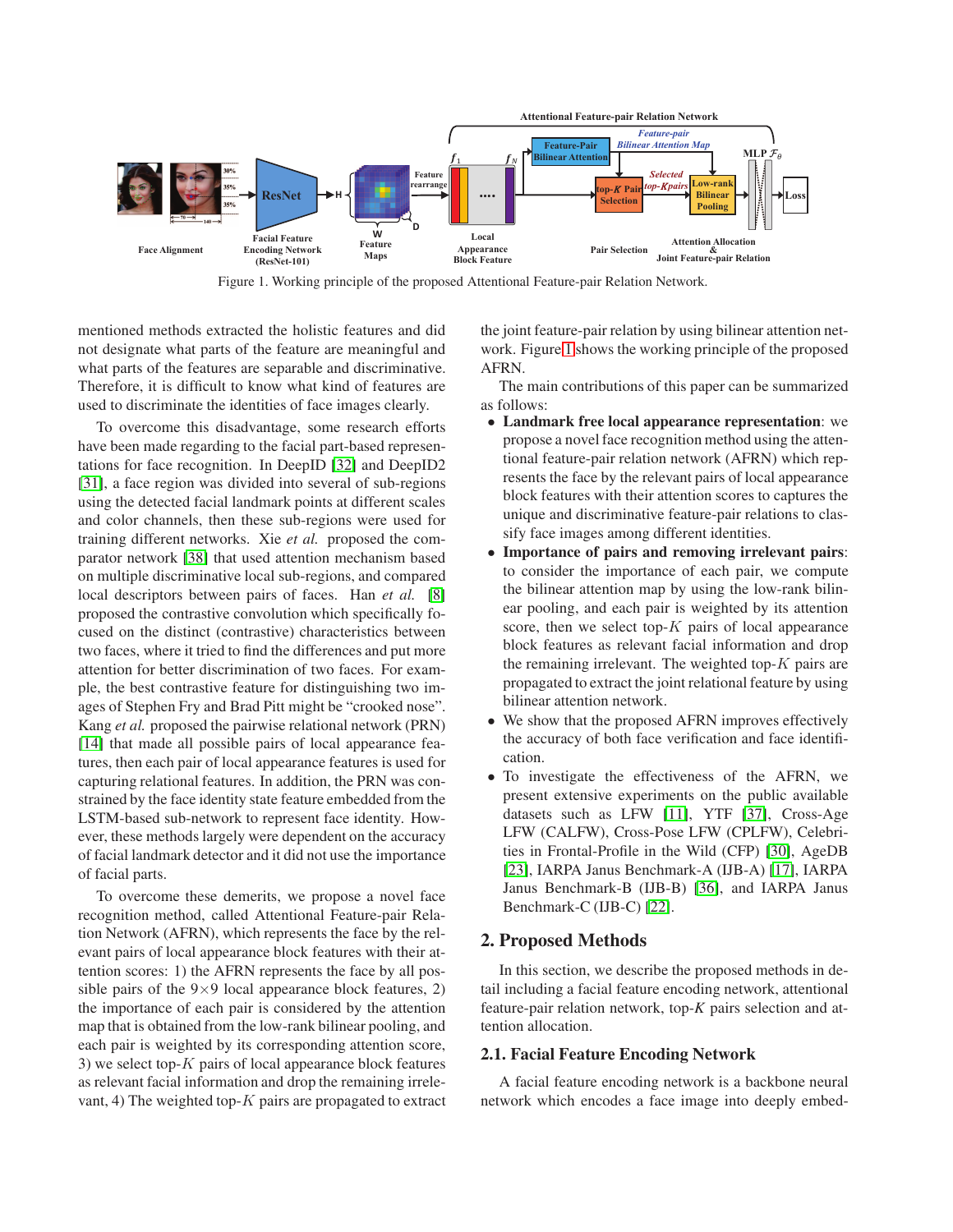Attentional Feature-pair Relation Network

Face Alignment

Facial Feature Encoding Network (ResNet-101)

ResNet

H

W

D

Feature Maps

Feature rearrange

$f_1$

$f_N$

Local Appearance Block Feature

Feature-Pair Bilinear Attention

Feature-pair Bilinear Attention Map

top-$K$ Pair Selection

Selected top-$K$pairs

Low-rank Bilinear Pooling

MLP $\mathcal{F}_\theta$

Loss

Pair Selection

Attention Allocation & Joint Feature-pair Relation

Figure 1. Working principle of the proposed Attentional Feature-pair Relation Network.

mentioned methods extracted the holistic features and did not designate what parts of the feature are meaningful and what parts of the features are separable and discriminative. Therefore, it is difficult to know what kind of features are used to discriminate the identities of face images clearly.

To overcome this disadvantage, some research efforts have been made regarding to the facial part-based representations for face recognition. In DeepID [32] and DeepID2 [31], a face region was divided into several of sub-regions using the detected facial landmark points at different scales and color channels, then these sub-regions were used for training different networks. Xie *et al.* proposed the comparator network [38] that used attention mechanism based on multiple discriminative local sub-regions, and compared local descriptors between pairs of faces. Han *et al.* [8] proposed the contrastive convolution which specifically focused on the distinct (contrastive) characteristics between two faces, where it tried to find the differences and put more attention for better discrimination of two faces. For example, the best contrastive feature for distinguishing two images of Stephen Fry and Brad Pitt might be "crooked nose". Kang *et al.* proposed the pairwise relational network (PRN) [14] that made all possible pairs of local appearance features, then each pair of local appearance features is used for capturing relational features. In addition, the PRN was constrained by the face identity state feature embedded from the LSTM-based sub-network to represent face identity. However, these methods largely were dependent on the accuracy of facial landmark detector and it did not use the importance of facial parts.

To overcome these demerits, we propose a novel face recognition method, called Attentional Feature-pair Relation Network (AFRN), which represents the face by the relevant pairs of local appearance block features with their attention scores: 1) the AFRN represents the face by all possible pairs of the 9×9 local appearance block features, 2) the importance of each pair is considered by the attention map that is obtained from the low-rank bilinear pooling, and each pair is weighted by its corresponding attention score, 3) we select top-$K$ pairs of local appearance block features as relevant facial information and drop the remaining irrelevant, 4) The weighted top-$K$ pairs are propagated to extract the joint feature-pair relation by using bilinear attention network. Figure 1 shows the working principle of the proposed AFRN.

The main contributions of this paper can be summarized as follows:

- **Landmark free local appearance representation**: we propose a novel face recognition method using the attentional feature-pair relation network (AFRN) which represents the face by the relevant pairs of local appearance block features with their attention scores to captures the unique and discriminative feature-pair relations to classify face images among different identities.
- **Importance of pairs and removing irrelevant pairs**: to consider the importance of each pair, we compute the bilinear attention map by using the low-rank bilinear pooling, and each pair is weighted by its attention score, then we select top-$K$ pairs of local appearance block features as relevant facial information and drop the remaining irrelevant. The weighted top-$K$ pairs are propagated to extract the joint relational feature by using bilinear attention network.
- We show that the proposed AFRN improves effectively the accuracy of both face verification and face identification.
- To investigate the effectiveness of the AFRN, we present extensive experiments on the public available datasets such as LFW [11], YTF [37], Cross-Age LFW (CALFW), Cross-Pose LFW (CPLFW), Celebrities in Frontal-Profile in the Wild (CFP) [30], AgeDB [23], IARPA Janus Benchmark-A (IJB-A) [17], IARPA Janus Benchmark-B (IJB-B) [36], and IARPA Janus Benchmark-C (IJB-C) [22].

## 2. Proposed Methods

In this section, we describe the proposed methods in detail including a facial feature encoding network, attentional feature-pair relation network, top-$K$ pairs selection and attention allocation.

### 2.1. Facial Feature Encoding Network

A facial feature encoding network is a backbone neural network which encodes a face image into deeply embed-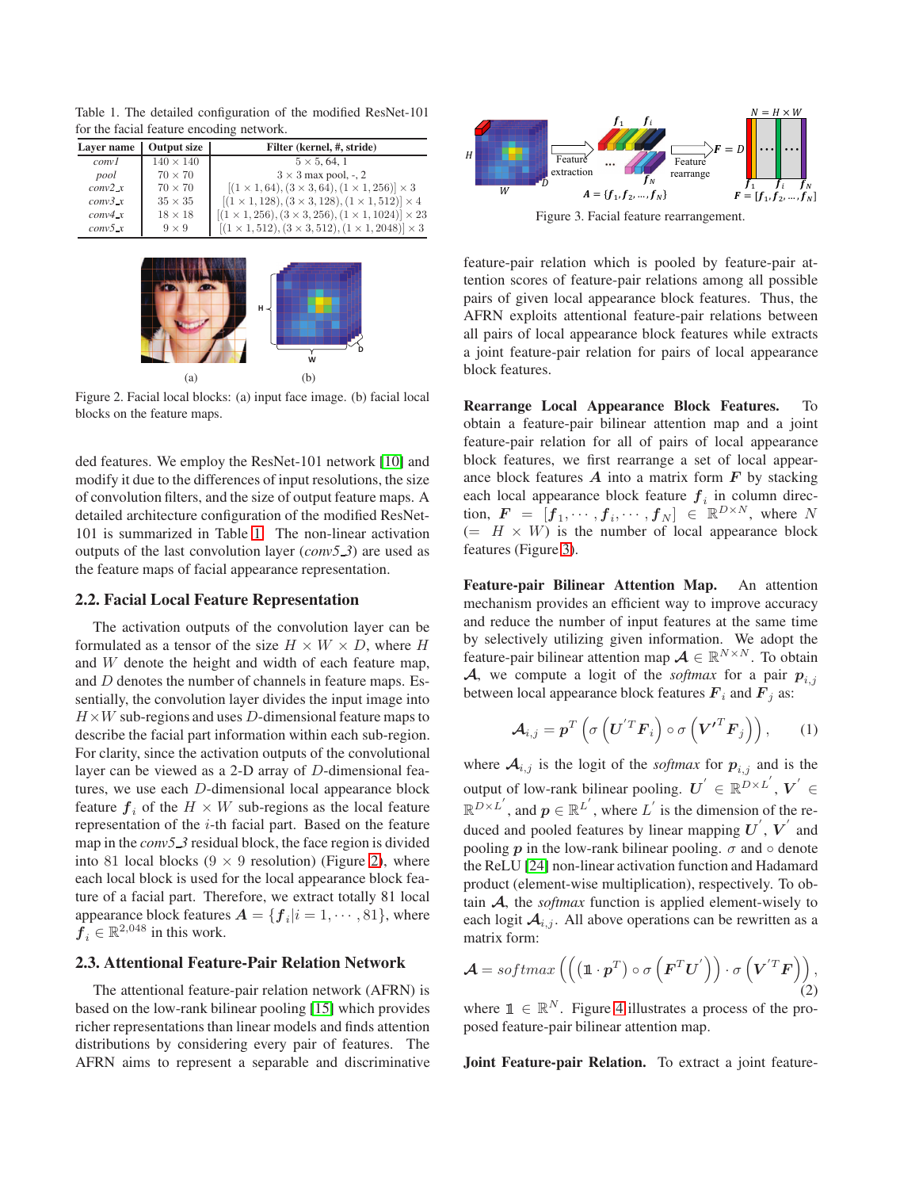Table 1. The detailed configuration of the modified ResNet-101 for the facial feature encoding network.

| Layer name | Output size | Filter (kernel, #, stride) |
|---|---|---|
| *conv1* | $140 \times 140$ | $5 \times 5$, 64, 1 |
| *pool* | $70 \times 70$ | $3 \times 3$ max pool, -, 2 |
| *conv2_x* | $70 \times 70$ | $[(1 \times 1, 64), (3 \times 3, 64), (1 \times 1, 256)] \times 3$ |
| *conv3_x* | $35 \times 35$ | $[(1 \times 1, 128), (3 \times 3, 128), (1 \times 1, 512)] \times 4$ |
| *conv4_x* | $18 \times 18$ | $[(1 \times 1, 256), (3 \times 3, 256), (1 \times 1, 1024)] \times 23$ |
| *conv5_x* | $9 \times 9$ | $[(1 \times 1, 512), (3 \times 3, 512), (1 \times 1, 2048)] \times 3$ |

(a) (b)

Figure 2. Facial local blocks: (a) input face image. (b) facial local blocks on the feature maps.

ded features. We employ the ResNet-101 network [10] and modify it due to the differences of input resolutions, the size of convolution filters, and the size of output feature maps. A detailed architecture configuration of the modified ResNet-101 is summarized in Table 1. The non-linear activation outputs of the last convolution layer (*conv5_3*) are used as the feature maps of facial appearance representation.

## 2.2. Facial Local Feature Representation

The activation outputs of the convolution layer can be formulated as a tensor of the size $H \times W \times D$, where $H$ and $W$ denote the height and width of each feature map, and $D$ denotes the number of channels in feature maps. Essentially, the convolution layer divides the input image into $H \times W$ sub-regions and uses $D$-dimensional feature maps to describe the facial part information within each sub-region. For clarity, since the activation outputs of the convolutional layer can be viewed as a 2-D array of $D$-dimensional features, we use each $D$-dimensional local appearance block feature $\boldsymbol{f}_i$ of the $H \times W$ sub-regions as the local feature representation of the $i$-th facial part. Based on the feature map in the *conv5_3* residual block, the face region is divided into 81 local blocks ($9 \times 9$ resolution) (Figure 2), where each local block is used for the local appearance block feature of a facial part. Therefore, we extract totally 81 local appearance block features $\boldsymbol{A} = \{\boldsymbol{f}_i | i = 1, \cdots, 81\}$, where $\boldsymbol{f}_i \in \mathbb{R}^{2,048}$ in this work.

## 2.3. Attentional Feature-Pair Relation Network

The attentional feature-pair relation network (AFRN) is based on the low-rank bilinear pooling [15] which provides richer representations than linear models and finds attention distributions by considering every pair of features. The AFRN aims to represent a separable and discriminative feature-pair relation which is pooled by feature-pair attention scores of feature-pair relations among all possible pairs of given local appearance block features. Thus, the AFRN exploits attentional feature-pair relations between all pairs of local appearance block features while extracts a joint feature-pair relation for pairs of local appearance block features.

Figure 3. Facial feature rearrangement.

**Rearrange Local Appearance Block Features.** To obtain a feature-pair bilinear attention map and a joint feature-pair relation for all of pairs of local appearance block features, we first rearrange a set of local appearance block features $\boldsymbol{A}$ into a matrix form $\boldsymbol{F}$ by stacking each local appearance block feature $\boldsymbol{f}_i$ in column direction, $\boldsymbol{F} = [\boldsymbol{f}_1, \cdots, \boldsymbol{f}_i, \cdots, \boldsymbol{f}_N] \in \mathbb{R}^{D \times N}$, where $N$ ($= H \times W$) is the number of local appearance block features (Figure 3).

**Feature-pair Bilinear Attention Map.** An attention mechanism provides an efficient way to improve accuracy and reduce the number of input features at the same time by selectively utilizing given information. We adopt the feature-pair bilinear attention map $\boldsymbol{\mathcal{A}} \in \mathbb{R}^{N \times N}$. To obtain $\boldsymbol{\mathcal{A}}$, we compute a logit of the *softmax* for a pair $\boldsymbol{p}_{i,j}$ between local appearance block features $\boldsymbol{F}_i$ and $\boldsymbol{F}_j$ as:

$$\boldsymbol{\mathcal{A}}_{i,j} = \boldsymbol{p}^T \left( \sigma \left( \boldsymbol{U}'^T \boldsymbol{F}_i \right) \circ \sigma \left( \boldsymbol{V}'^T \boldsymbol{F}_j \right) \right), \tag{1}$$

where $\boldsymbol{\mathcal{A}}_{i,j}$ is the logit of the *softmax* for $\boldsymbol{p}_{i,j}$ and is the output of low-rank bilinear pooling. $\boldsymbol{U}' \in \mathbb{R}^{D \times L'}$, $\boldsymbol{V}' \in \mathbb{R}^{D \times L'}$, and $\boldsymbol{p} \in \mathbb{R}^{L'}$, where $L'$ is the dimension of the reduced and pooled features by linear mapping $\boldsymbol{U}'$, $\boldsymbol{V}'$ and pooling $\boldsymbol{p}$ in the low-rank bilinear pooling. $\sigma$ and $\circ$ denote the ReLU [24] non-linear activation function and Hadamard product (element-wise multiplication), respectively. To obtain $\boldsymbol{\mathcal{A}}$, the *softmax* function is applied element-wisely to each logit $\boldsymbol{\mathcal{A}}_{i,j}$. All above operations can be rewritten as a matrix form:

$$\boldsymbol{\mathcal{A}} = softmax \left( \left( \left( \mathbb{1} \cdot \boldsymbol{p}^T \right) \circ \sigma \left( \boldsymbol{F}^T \boldsymbol{U}' \right) \right) \cdot \sigma \left( \boldsymbol{V}'^T \boldsymbol{F} \right) \right), \tag{2}$$

where $\mathbb{1} \in \mathbb{R}^N$. Figure 4 illustrates a process of the proposed feature-pair bilinear attention map.

**Joint Feature-pair Relation.** To extract a joint feature-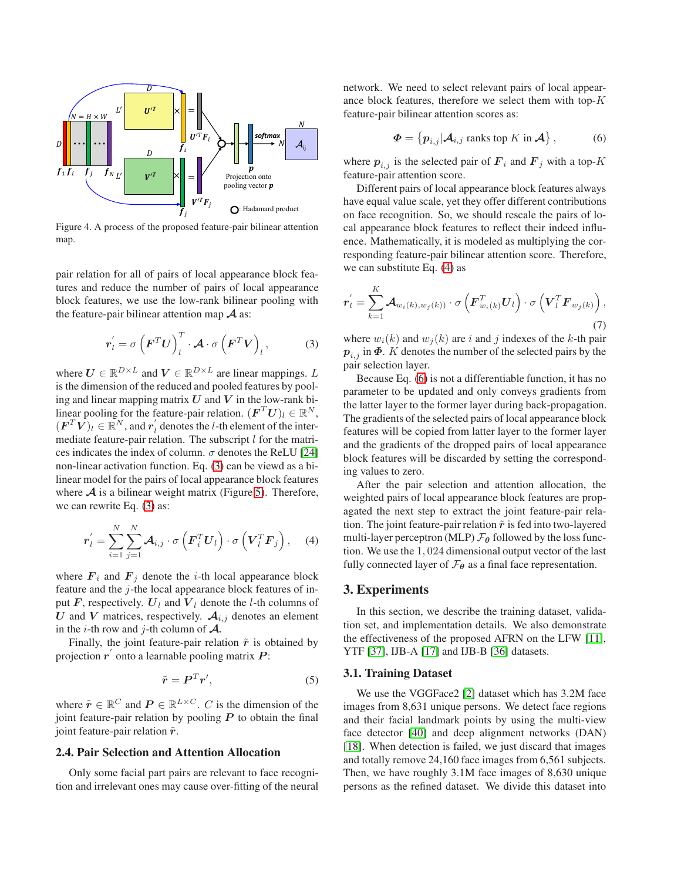Figure 4. A process of the proposed feature-pair bilinear attention map.

pair relation for all of pairs of local appearance block features and reduce the number of pairs of local appearance block features, we use the low-rank bilinear pooling with the feature-pair bilinear attention map $\mathcal{A}$ as:

$$r_l^{'} = \sigma\left(\boldsymbol{F}^T\boldsymbol{U}\right)_l^T \cdot \mathcal{A} \cdot \sigma\left(\boldsymbol{F}^T\boldsymbol{V}\right)_l, \tag{3}$$

where $\boldsymbol{U} \in \mathbb{R}^{D\times L}$ and $\boldsymbol{V} \in \mathbb{R}^{D\times L}$ are linear mappings. $L$ is the dimension of the reduced and pooled features by pooling and linear mapping matrix $\boldsymbol{U}$ and $\boldsymbol{V}$ in the low-rank bilinear pooling for the feature-pair relation. $(\boldsymbol{F}^T\boldsymbol{U})_l \in \mathbb{R}^N$, $(\boldsymbol{F}^T\boldsymbol{V})_l \in \mathbb{R}^N$, and $r_l^{'}$ denotes the $l$-th element of the intermediate feature-pair relation. The subscript $l$ for the matrices indicates the index of column. $\sigma$ denotes the ReLU [24] non-linear activation function. Eq. (3) can be viewd as a bilinear model for the pairs of local appearance block features where $\mathcal{A}$ is a bilinear weight matrix (Figure 5). Therefore, we can rewrite Eq. (3) as:

$$r_l^{'} = \sum_{i=1}^{N}\sum_{j=1}^{N} \mathcal{A}_{i,j} \cdot \sigma\left(\boldsymbol{F}_i^T\boldsymbol{U}_l\right) \cdot \sigma\left(\boldsymbol{V}_l^T\boldsymbol{F}_j\right), \tag{4}$$

where $\boldsymbol{F}_i$ and $\boldsymbol{F}_j$ denote the $i$-th local appearance block feature and the $j$-the local appearance block features of input $\boldsymbol{F}$, respectively. $\boldsymbol{U}_l$ and $\boldsymbol{V}_l$ denote the $l$-th columns of $\boldsymbol{U}$ and $\boldsymbol{V}$ matrices, respectively. $\mathcal{A}_{i,j}$ denotes an element in the $i$-th row and $j$-th column of $\mathcal{A}$.

Finally, the joint feature-pair relation $\tilde{\boldsymbol{r}}$ is obtained by projection $\boldsymbol{r}^{'}$ onto a learnable pooling matrix $\boldsymbol{P}$:

$$\tilde{\boldsymbol{r}} = \boldsymbol{P}^T\boldsymbol{r}', \tag{5}$$

where $\tilde{\boldsymbol{r}} \in \mathbb{R}^C$ and $\boldsymbol{P} \in \mathbb{R}^{L\times C}$. $C$ is the dimension of the joint feature-pair relation by pooling $\boldsymbol{P}$ to obtain the final joint feature-pair relation $\tilde{\boldsymbol{r}}$.

### 2.4. Pair Selection and Attention Allocation

Only some facial part pairs are relevant to face recognition and irrelevant ones may cause over-fitting of the neural network. We need to select relevant pairs of local appearance block features, therefore we select them with top-$K$ feature-pair bilinear attention scores as:

$$\boldsymbol{\Phi} = \left\{\boldsymbol{p}_{i,j} | \mathcal{A}_{i,j} \text{ ranks top } K \text{ in } \mathcal{A}\right\}, \tag{6}$$

where $\boldsymbol{p}_{i,j}$ is the selected pair of $\boldsymbol{F}_i$ and $\boldsymbol{F}_j$ with a top-$K$ feature-pair attention score.

Different pairs of local appearance block features always have equal value scale, yet they offer different contributions on face recognition. So, we should rescale the pairs of local appearance block features to reflect their indeed influence. Mathematically, it is modeled as multiplying the corresponding feature-pair bilinear attention score. Therefore, we can substitute Eq. (4) as

$$r_l^{'} = \sum_{k=1}^{K} \mathcal{A}_{w_i(k),w_j(k)} \cdot \sigma\left(\boldsymbol{F}_{w_i(k)}^T\boldsymbol{U}_l\right) \cdot \sigma\left(\boldsymbol{V}_l^T\boldsymbol{F}_{w_j(k)}\right), \tag{7}$$

where $w_i(k)$ and $w_j(k)$ are $i$ and $j$ indexes of the $k$-th pair $\boldsymbol{p}_{i,j}$ in $\boldsymbol{\Phi}$. $K$ denotes the number of the selected pairs by the pair selection layer.

Because Eq. (6) is not a differentiable function, it has no parameter to be updated and only conveys gradients from the latter layer to the former layer during back-propagation. The gradients of the selected pairs of local appearance block features will be copied from latter layer to the former layer and the gradients of the dropped pairs of local appearance block features will be discarded by setting the corresponding values to zero.

After the pair selection and attention allocation, the weighted pairs of local appearance block features are propagated the next step to extract the joint feature-pair relation. The joint feature-pair relation $\tilde{\boldsymbol{r}}$ is fed into two-layered multi-layer perceptron (MLP) $\mathcal{F}_{\boldsymbol{\theta}}$ followed by the loss function. We use the $1,024$ dimensional output vector of the last fully connected layer of $\mathcal{F}_{\boldsymbol{\theta}}$ as a final face representation.

## 3. Experiments

In this section, we describe the training dataset, validation set, and implementation details. We also demonstrate the effectiveness of the proposed AFRN on the LFW [11], YTF [37], IJB-A [17] and IJB-B [36] datasets.

### 3.1. Training Dataset

We use the VGGFace2 [2] dataset which has 3.2M face images from 8,631 unique persons. We detect face regions and their facial landmark points by using the multi-view face detector [40] and deep alignment networks (DAN) [18]. When detection is failed, we just discard that images and totally remove 24,160 face images from 6,561 subjects. Then, we have roughly 3.1M face images of 8,630 unique persons as the refined dataset. We divide this dataset into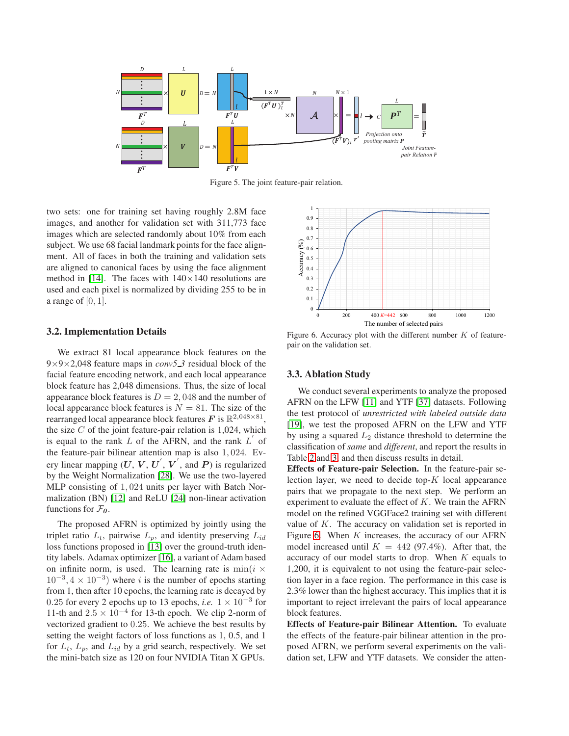D

L

L

N

$\times$

**U**

$D = N$

$1 \times N$

N

$N \times 1$

$(\boldsymbol{F}^T\boldsymbol{U})_l^T$

L

$\times N$

$\mathcal{A}$

$\times$

$=$

$l \rightarrow c$

$\boldsymbol{P}^T$

$=$

$\boldsymbol{F}^T$

$\boldsymbol{F}^T\boldsymbol{U}$

$l$

D

L

L

$\boldsymbol{r}'$

$(\boldsymbol{F}^T\boldsymbol{V})_l$

Projection onto pooling matrix **P**

$\tilde{\boldsymbol{r}}$

N

$\times$

**V**

$D = N$

Joint Feature-pair Relation $\tilde{\boldsymbol{r}}$

$\boldsymbol{F}^T$

$\boldsymbol{F}^T\boldsymbol{V}$

$l$

Figure 5. The joint feature-pair relation.

two sets: one for training set having roughly 2.8M face images, and another for validation set with 311,773 face images which are selected randomly about 10% from each subject. We use 68 facial landmark points for the face alignment. All of faces in both the training and validation sets are aligned to canonical faces by using the face alignment method in [14]. The faces with 140×140 resolutions are used and each pixel is normalized by dividing 255 to be in a range of $[0, 1]$.

### 3.2. Implementation Details

We extract 81 local appearance block features on the 9×9×2,048 feature maps in *conv5_3* residual block of the facial feature encoding network, and each local appearance block feature has 2,048 dimensions. Thus, the size of local appearance block features is $D = 2,048$ and the number of local appearance block features is $N = 81$. The size of the rearranged local appearance block features $\boldsymbol{F}$ is $\mathbb{R}^{2,048 \times 81}$, the size $C$ of the joint feature-pair relation is 1,024, which is equal to the rank $L$ of the AFRN, and the rank $L'$ of the feature-pair bilinear attention map is also $1,024$. Every linear mapping ($\boldsymbol{U}$, $\boldsymbol{V}$, $\boldsymbol{U}'$, $\boldsymbol{V}'$, and $\boldsymbol{P}$) is regularized by the Weight Normalization [28]. We use the two-layered MLP consisting of $1,024$ units per layer with Batch Normalization (BN) [12] and ReLU [24] non-linear activation functions for $\mathcal{F}_{\boldsymbol{\theta}}$.

The proposed AFRN is optimized by jointly using the triplet ratio $L_t$, pairwise $L_p$, and identity preserving $L_{id}$ loss functions proposed in [13] over the ground-truth identity labels. Adamax optimizer [16], a variant of Adam based on infinite norm, is used. The learning rate is $\min(i \times 10^{-3}, 4 \times 10^{-3})$ where $i$ is the number of epochs starting from 1, then after 10 epochs, the learning rate is decayed by $0.25$ for every 2 epochs up to 13 epochs, *i.e.* $1 \times 10^{-3}$ for 11-th and $2.5 \times 10^{-4}$ for 13-th epoch. We clip 2-norm of vectorized gradient to $0.25$. We achieve the best results by setting the weight factors of loss functions as 1, 0.5, and 1 for $L_t$, $L_p$, and $L_{id}$ by a grid search, respectively. We set the mini-batch size as 120 on four NVIDIA Titan X GPUs.

Accuracy (%)

1
0.9
0.8
0.7
0.6
0.5
0.4
0.3
0.2
0.1
0

0
200
400 K=442
600
800
1000
1200

The number of selected pairs

Figure 6. Accuracy plot with the different number $K$ of feature-pair on the validation set.

### 3.3. Ablation Study

We conduct several experiments to analyze the proposed AFRN on the LFW [11] and YTF [37] datasets. Following the test protocol of *unrestricted with labeled outside data* [19], we test the proposed AFRN on the LFW and YTF by using a squared $L_2$ distance threshold to determine the classification of *same* and *different*, and report the results in Table 2 and 3, and then discuss results in detail.

**Effects of Feature-pair Selection.** In the feature-pair selection layer, we need to decide top-$K$ local appearance pairs that we propagate to the next step. We perform an experiment to evaluate the effect of $K$. We train the AFRN model on the refined VGGFace2 training set with different value of $K$. The accuracy on validation set is reported in Figure 6. When $K$ increases, the accuracy of our AFRN model increased until $K = 442$ (97.4%). After that, the accuracy of our model starts to drop. When $K$ equals to 1,200, it is equivalent to not using the feature-pair selection layer in a face region. The performance in this case is 2.3% lower than the highest accuracy. This implies that it is important to reject irrelevant the pairs of local appearance block features.

**Effects of Feature-pair Bilinear Attention.** To evaluate the effects of the feature-pair bilinear attention in the proposed AFRN, we perform several experiments on the validation set, LFW and YTF datasets. We consider the atten-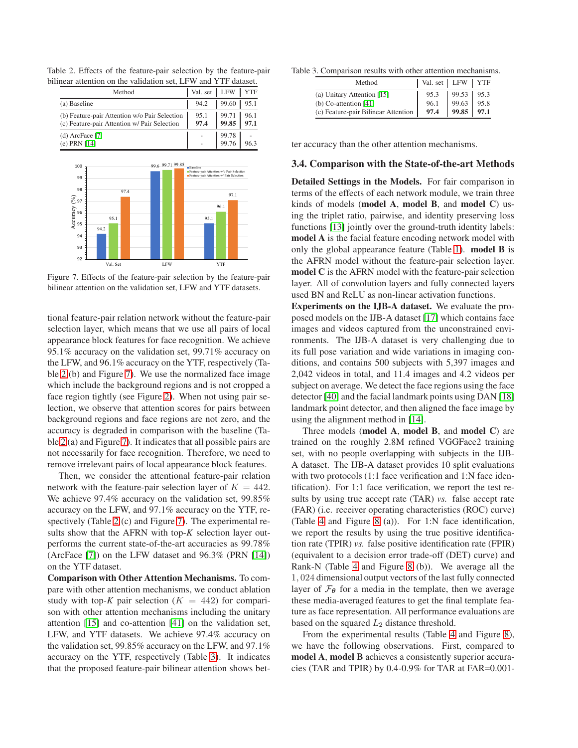Table 2. Effects of the feature-pair selection by the feature-pair bilinear attention on the validation set, LFW and YTF dataset.

| Method | Val. set | LFW | YTF |
|---|---|---|---|
| (a) Baseline | 94.2 | 99.60 | 95.1 |
| (b) Feature-pair Attention w/o Pair Selection | 95.1 | 99.71 | 96.1 |
| (c) Feature-pair Attention w/ Pair Selection | **97.4** | **99.85** | **97.1** |
| (d) ArcFace [7] | - | 99.78 | - |
| (e) PRN [14] | - | 99.76 | 96.3 |

100
99
98
97
96
95
94
93
92
Accuracy (%)
Val. Set
LFW
YTF
94.2
95.1
97.4
99.6
99.71
99.85
95.1
96.1
97.1
Baseline
Feature-pair Attention w/o Pair Selection
Feature-pair Attention w/ Pair Selection

Figure 7. Effects of the feature-pair selection by the feature-pair bilinear attention on the validation set, LFW and YTF datasets.

tional feature-pair relation network without the feature-pair selection layer, which means that we use all pairs of local appearance block features for face recognition. We achieve 95.1% accuracy on the validation set, 99.71% accuracy on the LFW, and 96.1% accuracy on the YTF, respectively (Table 2 (b) and Figure 7). We use the normalized face image which include the background regions and is not cropped a face region tightly (see Figure 2). When not using pair selection, we observe that attention scores for pairs between background regions and face regions are not zero, and the accuracy is degraded in comparison with the baseline (Table 2 (a) and Figure 7). It indicates that all possible pairs are not necessarily for face recognition. Therefore, we need to remove irrelevant pairs of local appearance block features.

Then, we consider the attentional feature-pair relation network with the feature-pair selection layer of $K = 442$. We achieve 97.4% accuracy on the validation set, 99.85% accuracy on the LFW, and 97.1% accuracy on the YTF, respectively (Table 2 (c) and Figure 7). The experimental results show that the AFRN with top-$K$ selection layer outperforms the current state-of-the-art accuracies as 99.78% (ArcFace [7]) on the LFW dataset and 96.3% (PRN [14]) on the YTF dataset.

**Comparison with Other Attention Mechanisms.** To compare with other attention mechanisms, we conduct ablation study with top-$K$ pair selection ($K = 442$) for comparison with other attention mechanisms including the unitary attention [15] and co-attention [41] on the validation set, LFW, and YTF datasets. We achieve 97.4% accuracy on the validation set, 99.85% accuracy on the LFW, and 97.1% accuracy on the YTF, respectively (Table 3). It indicates that the proposed feature-pair bilinear attention shows better accuracy than the other attention mechanisms.

Table 3. Comparison results with other attention mechanisms.

| Method | Val. set | LFW | YTF |
|---|---|---|---|
| (a) Unitary Attention [15] | 95.3 | 99.53 | 95.3 |
| (b) Co-attention [41] | 96.1 | 99.63 | 95.8 |
| (c) Feature-pair Bilinear Attention | **97.4** | **99.85** | **97.1** |

## 3.4. Comparison with the State-of-the-art Methods

**Detailed Settings in the Models.** For fair comparison in terms of the effects of each network module, we train three kinds of models (**model A**, **model B**, and **model C**) using the triplet ratio, pairwise, and identity preserving loss functions [13] jointly over the ground-truth identity labels: **model A** is the facial feature encoding network model with only the global appearance feature (Table 1). **model B** is the AFRN model without the feature-pair selection layer. **model C** is the AFRN model with the feature-pair selection layer. All of convolution layers and fully connected layers used BN and ReLU as non-linear activation functions.

**Experiments on the IJB-A dataset.** We evaluate the proposed models on the IJB-A dataset [17] which contains face images and videos captured from the unconstrained environments. The IJB-A dataset is very challenging due to its full pose variation and wide variations in imaging conditions, and contains 500 subjects with 5,397 images and 2,042 videos in total, and 11.4 images and 4.2 videos per subject on average. We detect the face regions using the face detector [40] and the facial landmark points using DAN [18] landmark point detector, and then aligned the face image by using the alignment method in [14].

Three models (**model A**, **model B**, and **model C**) are trained on the roughly 2.8M refined VGGFace2 training set, with no people overlapping with subjects in the IJB-A dataset. The IJB-A dataset provides 10 split evaluations with two protocols (1:1 face verification and 1:N face identification). For 1:1 face verification, we report the test results by using true accept rate (TAR) *vs.* false accept rate (FAR) (i.e. receiver operating characteristics (ROC) curve) (Table 4 and Figure 8 (a)). For 1:N face identification, we report the results by using the true positive identification rate (TPIR) *vs.* false positive identification rate (FPIR) (equivalent to a decision error trade-off (DET) curve) and Rank-N (Table 4 and Figure 8 (b)). We average all the $1,024$ dimensional output vectors of the last fully connected layer of $\mathcal{F}_{\boldsymbol{\theta}}$ for a media in the template, then we average these media-averaged features to get the final template feature as face representation. All performance evaluations are based on the squared $L_2$ distance threshold.

From the experimental results (Table 4 and Figure 8), we have the following observations. First, compared to **model A**, **model B** achieves a consistently superior accuracies (TAR and TPIR) by 0.4-0.9% for TAR at FAR=0.001-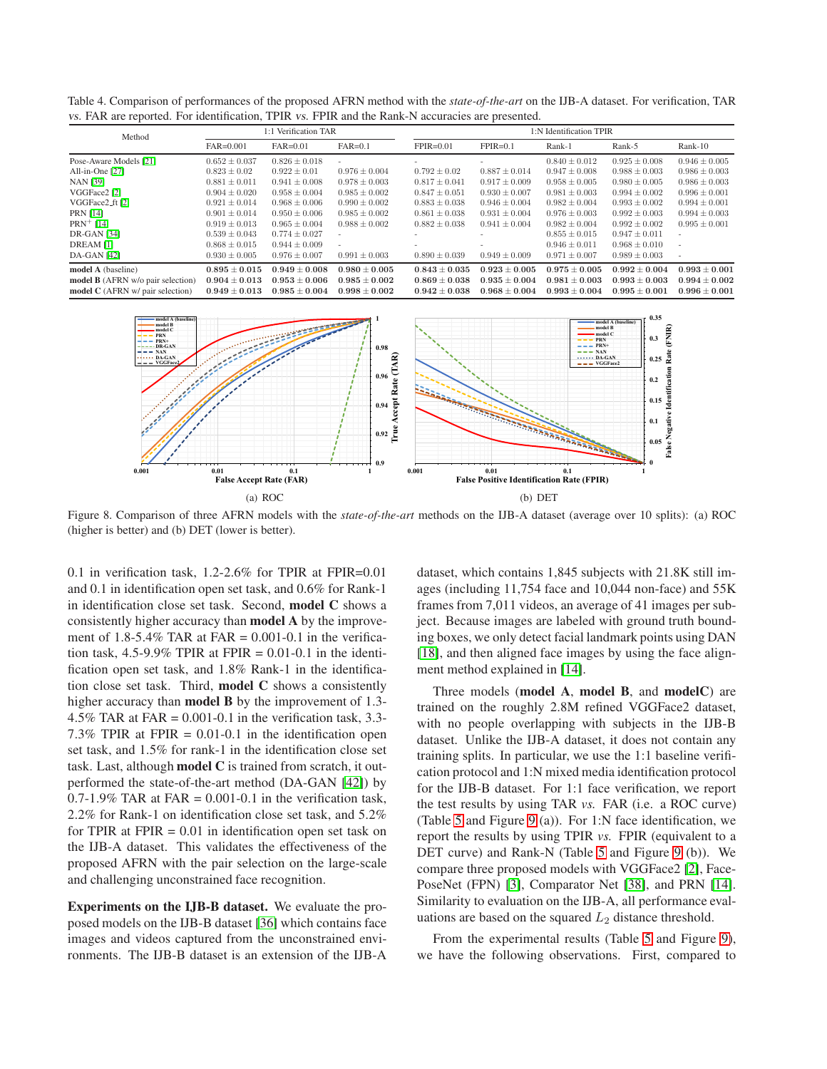Table 4. Comparison of performances of the proposed AFRN method with the *state-of-the-art* on the IJB-A dataset. For verification, TAR *vs.* FAR are reported. For identification, TPIR *vs.* FPIR and the Rank-N accuracies are presented.

| Method | 1:1 Verification TAR | | | 1:N Identification TPIR | | | | |
|---|---|---|---|---|---|---|---|---|
| | FAR=0.001 | FAR=0.01 | FAR=0.1 | FPIR=0.01 | FPIR=0.1 | Rank-1 | Rank-5 | Rank-10 |
| Pose-Aware Models [21] | $0.652 \pm 0.037$ | $0.826 \pm 0.018$ | - | - | - | $0.840 \pm 0.012$ | $0.925 \pm 0.008$ | $0.946 \pm 0.005$ |
| All-in-One [27] | $0.823 \pm 0.02$ | $0.922 \pm 0.01$ | $0.976 \pm 0.004$ | $0.792 \pm 0.02$ | $0.887 \pm 0.014$ | $0.947 \pm 0.008$ | $0.988 \pm 0.003$ | $0.986 \pm 0.003$ |
| NAN [39] | $0.881 \pm 0.011$ | $0.941 \pm 0.008$ | $0.978 \pm 0.003$ | $0.817 \pm 0.041$ | $0.917 \pm 0.009$ | $0.958 \pm 0.005$ | $0.980 \pm 0.005$ | $0.986 \pm 0.003$ |
| VGGFace2 [2] | $0.904 \pm 0.020$ | $0.958 \pm 0.004$ | $0.985 \pm 0.002$ | $0.847 \pm 0.051$ | $0.930 \pm 0.007$ | $0.981 \pm 0.003$ | $0.994 \pm 0.002$ | $0.996 \pm 0.001$ |
| VGGFace2_ft [2] | $0.921 \pm 0.014$ | $0.968 \pm 0.006$ | $0.990 \pm 0.002$ | $0.883 \pm 0.038$ | $0.946 \pm 0.004$ | $0.982 \pm 0.004$ | $0.993 \pm 0.002$ | $0.994 \pm 0.001$ |
| PRN [14] | $0.901 \pm 0.014$ | $0.950 \pm 0.006$ | $0.985 \pm 0.002$ | $0.861 \pm 0.038$ | $0.931 \pm 0.004$ | $0.976 \pm 0.003$ | $0.992 \pm 0.003$ | $0.994 \pm 0.003$ |
| PRN$^{+}$ [14] | $0.919 \pm 0.013$ | $0.965 \pm 0.004$ | $0.988 \pm 0.002$ | $0.882 \pm 0.038$ | $0.941 \pm 0.004$ | $0.982 \pm 0.004$ | $0.992 \pm 0.002$ | $0.995 \pm 0.001$ |
| DR-GAN [34] | $0.539 \pm 0.043$ | $0.774 \pm 0.027$ | - | - | - | $0.855 \pm 0.015$ | $0.947 \pm 0.011$ | - |
| DREAM [1] | $0.868 \pm 0.015$ | $0.944 \pm 0.009$ | - | - | - | $0.946 \pm 0.011$ | $0.968 \pm 0.010$ | - |
| DA-GAN [42] | $0.930 \pm 0.005$ | $0.976 \pm 0.007$ | $0.991 \pm 0.003$ | $0.890 \pm 0.039$ | $0.949 \pm 0.009$ | $0.971 \pm 0.007$ | $0.989 \pm 0.003$ | - |
| **model A** (baseline) | $\mathbf{0.895 \pm 0.015}$ | $\mathbf{0.949 \pm 0.008}$ | $\mathbf{0.980 \pm 0.005}$ | $\mathbf{0.843 \pm 0.035}$ | $\mathbf{0.923 \pm 0.005}$ | $\mathbf{0.975 \pm 0.005}$ | $\mathbf{0.992 \pm 0.004}$ | $\mathbf{0.993 \pm 0.001}$ |
| **model B** (AFRN w/o pair selection) | $\mathbf{0.904 \pm 0.013}$ | $\mathbf{0.953 \pm 0.006}$ | $\mathbf{0.985 \pm 0.002}$ | $\mathbf{0.869 \pm 0.038}$ | $\mathbf{0.935 \pm 0.004}$ | $\mathbf{0.981 \pm 0.003}$ | $\mathbf{0.993 \pm 0.003}$ | $\mathbf{0.994 \pm 0.002}$ |
| **model C** (AFRN w/ pair selection) | $\mathbf{0.949 \pm 0.013}$ | $\mathbf{0.985 \pm 0.004}$ | $\mathbf{0.998 \pm 0.002}$ | $\mathbf{0.942 \pm 0.038}$ | $\mathbf{0.968 \pm 0.004}$ | $\mathbf{0.993 \pm 0.004}$ | $\mathbf{0.995 \pm 0.001}$ | $\mathbf{0.996 \pm 0.001}$ |

(a) ROC

(b) DET

Figure 8. Comparison of three AFRN models with the *state-of-the-art* methods on the IJB-A dataset (average over 10 splits): (a) ROC (higher is better) and (b) DET (lower is better).

0.1 in verification task, 1.2-2.6% for TPIR at FPIR=0.01 and 0.1 in identification open set task, and 0.6% for Rank-1 in identification close set task. Second, **model C** shows a consistently higher accuracy than **model A** by the improvement of 1.8-5.4% TAR at FAR = 0.001-0.1 in the verification task, 4.5-9.9% TPIR at FPIR = 0.01-0.1 in the identification open set task, and 1.8% Rank-1 in the identification close set task. Third, **model C** shows a consistently higher accuracy than **model B** by the improvement of 1.3-4.5% TAR at FAR = 0.001-0.1 in the verification task, 3.3-7.3% TPIR at FPIR = 0.01-0.1 in the identification open set task, and 1.5% for rank-1 in the identification close set task. Last, although **model C** is trained from scratch, it outperformed the state-of-the-art method (DA-GAN [42]) by 0.7-1.9% TAR at FAR = 0.001-0.1 in the verification task, 2.2% for Rank-1 on identification close set task, and 5.2% for TPIR at FPIR = 0.01 in identification open set task on the IJB-A dataset. This validates the effectiveness of the proposed AFRN with the pair selection on the large-scale and challenging unconstrained face recognition.

**Experiments on the IJB-B dataset.** We evaluate the proposed models on the IJB-B dataset [36] which contains face images and videos captured from the unconstrained environments. The IJB-B dataset is an extension of the IJB-A dataset, which contains 1,845 subjects with 21.8K still images (including 11,754 face and 10,044 non-face) and 55K frames from 7,011 videos, an average of 41 images per subject. Because images are labeled with ground truth bounding boxes, we only detect facial landmark points using DAN [18], and then aligned face images by using the face alignment method explained in [14].

Three models (**model A**, **model B**, and **modelC**) are trained on the roughly 2.8M refined VGGFace2 dataset, with no people overlapping with subjects in the IJB-B dataset. Unlike the IJB-A dataset, it does not contain any training splits. In particular, we use the 1:1 baseline verification protocol and 1:N mixed media identification protocol for the IJB-B dataset. For 1:1 face verification, we report the test results by using TAR *vs.* FAR (i.e. a ROC curve) (Table 5 and Figure 9 (a)). For 1:N face identification, we report the results by using TPIR *vs.* FPIR (equivalent to a DET curve) and Rank-N (Table 5 and Figure 9 (b)). We compare three proposed models with VGGFace2 [2], FacePoseNet (FPN) [3], Comparator Net [38], and PRN [14]. Similarity to evaluation on the IJB-A, all performance evaluations are based on the squared $L_2$ distance threshold.

From the experimental results (Table 5 and Figure 9), we have the following observations. First, compared to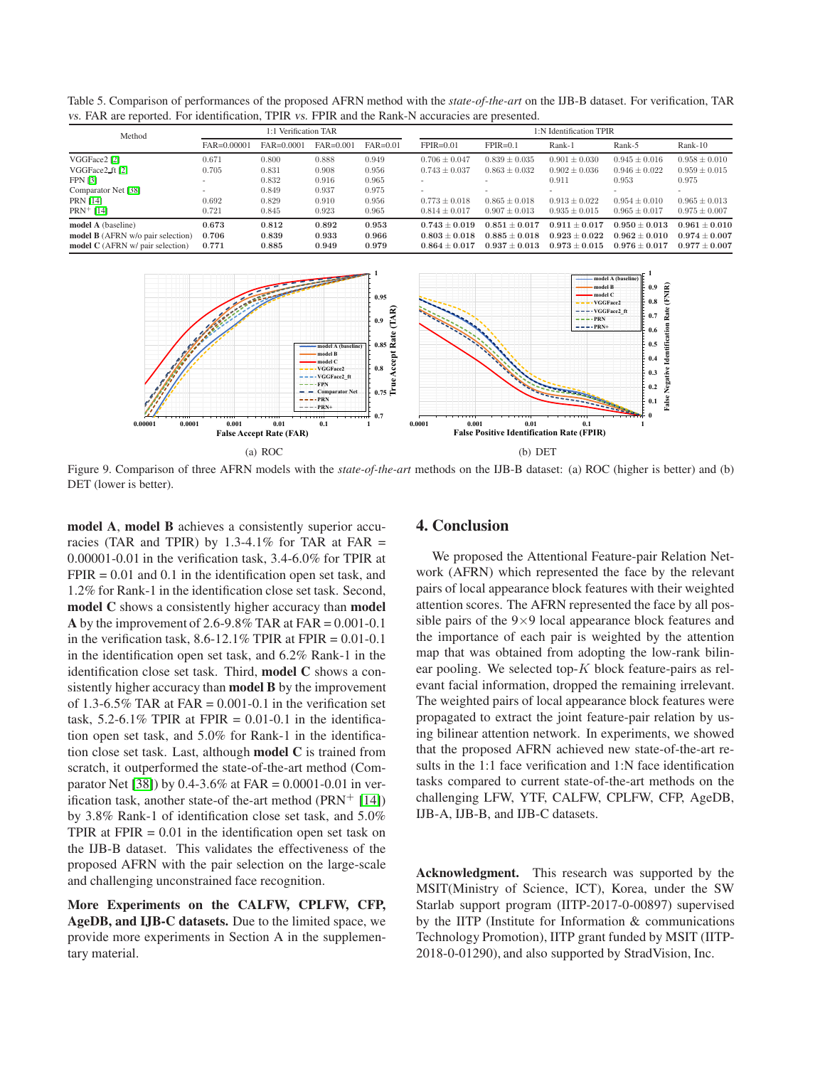Table 5. Comparison of performances of the proposed AFRN method with the *state-of-the-art* on the IJB-B dataset. For verification, TAR *vs.* FAR are reported. For identification, TPIR *vs.* FPIR and the Rank-N accuracies are presented.

| Method | 1:1 Verification TAR | | | | 1:N Identification TPIR | | | | |
|---|---|---|---|---|---|---|---|---|---|
| | FAR=0.00001 | FAR=0.0001 | FAR=0.001 | FAR=0.01 | FPIR=0.01 | FPIR=0.1 | Rank-1 | Rank-5 | Rank-10 |
| VGGFace2 [2] | 0.671 | 0.800 | 0.888 | 0.949 | $0.706 \pm 0.047$ | $0.839 \pm 0.035$ | $0.901 \pm 0.030$ | $0.945 \pm 0.016$ | $0.958 \pm 0.010$ |
| VGGFace2_ft [2] | 0.705 | 0.831 | 0.908 | 0.956 | $0.743 \pm 0.037$ | $0.863 \pm 0.032$ | $0.902 \pm 0.036$ | $0.946 \pm 0.022$ | $0.959 \pm 0.015$ |
| FPN [3] | - | 0.832 | 0.916 | 0.965 | - | - | 0.911 | 0.953 | 0.975 |
| Comparator Net [38] | - | 0.849 | 0.937 | 0.975 | - | - | - | - | - |
| PRN [14] | 0.692 | 0.829 | 0.910 | 0.956 | $0.773 \pm 0.018$ | $0.865 \pm 0.018$ | $0.913 \pm 0.022$ | $0.954 \pm 0.010$ | $0.965 \pm 0.013$ |
| PRN$^+$ [14] | 0.721 | 0.845 | 0.923 | 0.965 | $0.814 \pm 0.017$ | $0.907 \pm 0.013$ | $0.935 \pm 0.015$ | $0.965 \pm 0.017$ | $0.975 \pm 0.007$ |
| **model A** (baseline) | **0.673** | **0.812** | **0.892** | **0.953** | $\mathbf{0.743 \pm 0.019}$ | $\mathbf{0.851 \pm 0.017}$ | $\mathbf{0.911 \pm 0.017}$ | $\mathbf{0.950 \pm 0.013}$ | $\mathbf{0.961 \pm 0.010}$ |
| **model B** (AFRN w/o pair selection) | **0.706** | **0.839** | **0.933** | **0.966** | $\mathbf{0.803 \pm 0.018}$ | $\mathbf{0.885 \pm 0.018}$ | $\mathbf{0.923 \pm 0.022}$ | $\mathbf{0.962 \pm 0.010}$ | $\mathbf{0.974 \pm 0.007}$ |
| **model C** (AFRN w/ pair selection) | **0.771** | **0.885** | **0.949** | **0.979** | $\mathbf{0.864 \pm 0.017}$ | $\mathbf{0.937 \pm 0.013}$ | $\mathbf{0.973 \pm 0.015}$ | $\mathbf{0.976 \pm 0.017}$ | $\mathbf{0.977 \pm 0.007}$ |

(a) ROC

(b) DET

Figure 9. Comparison of three AFRN models with the *state-of-the-art* methods on the IJB-B dataset: (a) ROC (higher is better) and (b) DET (lower is better).

**model A**, **model B** achieves a consistently superior accuracies (TAR and TPIR) by 1.3-4.1% for TAR at FAR = 0.00001-0.01 in the verification task, 3.4-6.0% for TPIR at FPIR = 0.01 and 0.1 in the identification open set task, and 1.2% for Rank-1 in the identification close set task. Second, **model C** shows a consistently higher accuracy than **model A** by the improvement of 2.6-9.8% TAR at FAR = 0.001-0.1 in the verification task, 8.6-12.1% TPIR at FPIR = 0.01-0.1 in the identification open set task, and 6.2% Rank-1 in the identification close set task. Third, **model C** shows a consistently higher accuracy than **model B** by the improvement of 1.3-6.5% TAR at FAR = 0.001-0.1 in the verification set task, 5.2-6.1% TPIR at FPIR = 0.01-0.1 in the identification open set task, and 5.0% for Rank-1 in the identification close set task. Last, although **model C** is trained from scratch, it outperformed the state-of-the-art method (Comparator Net [38]) by 0.4-3.6% at FAR = 0.0001-0.01 in verification task, another state-of the-art method (PRN$^+$ [14]) by 3.8% Rank-1 of identification close set task, and 5.0% TPIR at FPIR = 0.01 in the identification open set task on the IJB-B dataset. This validates the effectiveness of the proposed AFRN with the pair selection on the large-scale and challenging unconstrained face recognition.

**More Experiments on the CALFW, CPLFW, CFP, AgeDB, and IJB-C datasets.** Due to the limited space, we provide more experiments in Section A in the supplementary material.

## 4. Conclusion

We proposed the Attentional Feature-pair Relation Network (AFRN) which represented the face by the relevant pairs of local appearance block features with their weighted attention scores. The AFRN represented the face by all possible pairs of the $9 \times 9$ local appearance block features and the importance of each pair is weighted by the attention map that was obtained from adopting the low-rank bilinear pooling. We selected top-$K$ block feature-pairs as relevant facial information, dropped the remaining irrelevant. The weighted pairs of local appearance block features were propagated to extract the joint feature-pair relation by using bilinear attention network. In experiments, we showed that the proposed AFRN achieved new state-of-the-art results in the 1:1 face verification and 1:N face identification tasks compared to current state-of-the-art methods on the challenging LFW, YTF, CALFW, CPLFW, CFP, AgeDB, IJB-A, IJB-B, and IJB-C datasets.

**Acknowledgment.** This research was supported by the MSIT(Ministry of Science, ICT), Korea, under the SW Starlab support program (IITP-2017-0-00897) supervised by the IITP (Institute for Information & communications Technology Promotion), IITP grant funded by MSIT (IITP-2018-0-01290), and also supported by StradVision, Inc.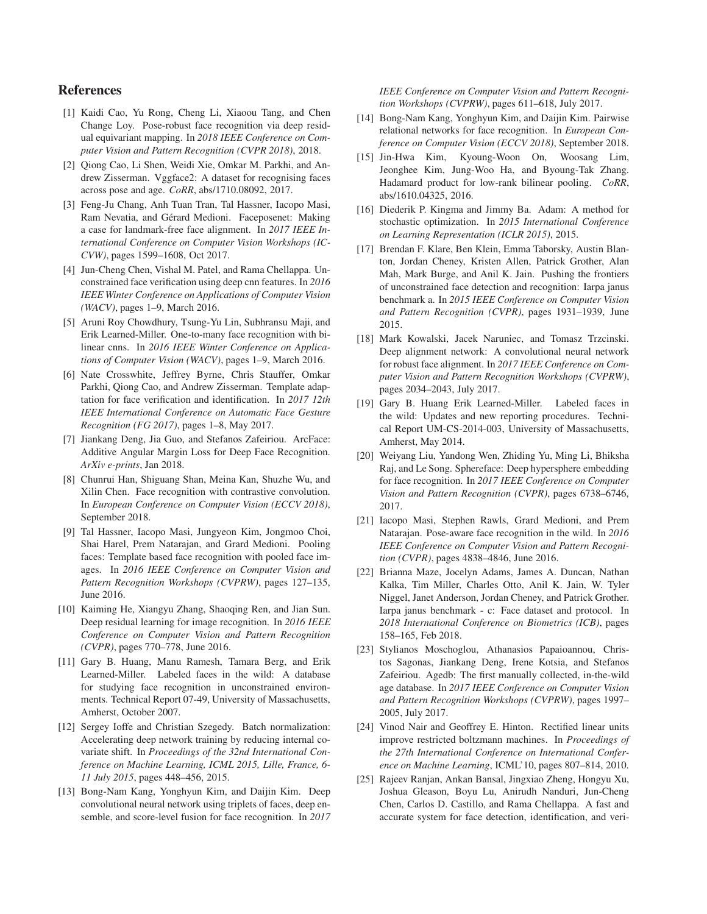## References

[1] Kaidi Cao, Yu Rong, Cheng Li, Xiaoou Tang, and Chen Change Loy. Pose-robust face recognition via deep residual equivariant mapping. In *2018 IEEE Conference on Computer Vision and Pattern Recognition (CVPR 2018)*, 2018.

[2] Qiong Cao, Li Shen, Weidi Xie, Omkar M. Parkhi, and Andrew Zisserman. Vggface2: A dataset for recognising faces across pose and age. *CoRR*, abs/1710.08092, 2017.

[3] Feng-Ju Chang, Anh Tuan Tran, Tal Hassner, Iacopo Masi, Ram Nevatia, and Gérard Medioni. Faceposenet: Making a case for landmark-free face alignment. In *2017 IEEE International Conference on Computer Vision Workshops (ICCVW)*, pages 1599–1608, Oct 2017.

[4] Jun-Cheng Chen, Vishal M. Patel, and Rama Chellappa. Unconstrained face verification using deep cnn features. In *2016 IEEE Winter Conference on Applications of Computer Vision (WACV)*, pages 1–9, March 2016.

[5] Aruni Roy Chowdhury, Tsung-Yu Lin, Subhransu Maji, and Erik Learned-Miller. One-to-many face recognition with bilinear cnns. In *2016 IEEE Winter Conference on Applications of Computer Vision (WACV)*, pages 1–9, March 2016.

[6] Nate Crosswhite, Jeffrey Byrne, Chris Stauffer, Omkar Parkhi, Qiong Cao, and Andrew Zisserman. Template adaptation for face verification and identification. In *2017 12th IEEE International Conference on Automatic Face Gesture Recognition (FG 2017)*, pages 1–8, May 2017.

[7] Jiankang Deng, Jia Guo, and Stefanos Zafeiriou. ArcFace: Additive Angular Margin Loss for Deep Face Recognition. *ArXiv e-prints*, Jan 2018.

[8] Chunrui Han, Shiguang Shan, Meina Kan, Shuzhe Wu, and Xilin Chen. Face recognition with contrastive convolution. In *European Conference on Computer Vision (ECCV 2018)*, September 2018.

[9] Tal Hassner, Iacopo Masi, Jungyeon Kim, Jongmoo Choi, Shai Harel, Prem Natarajan, and Grard Medioni. Pooling faces: Template based face recognition with pooled face images. In *2016 IEEE Conference on Computer Vision and Pattern Recognition Workshops (CVPRW)*, pages 127–135, June 2016.

[10] Kaiming He, Xiangyu Zhang, Shaoqing Ren, and Jian Sun. Deep residual learning for image recognition. In *2016 IEEE Conference on Computer Vision and Pattern Recognition (CVPR)*, pages 770–778, June 2016.

[11] Gary B. Huang, Manu Ramesh, Tamara Berg, and Erik Learned-Miller. Labeled faces in the wild: A database for studying face recognition in unconstrained environments. Technical Report 07-49, University of Massachusetts, Amherst, October 2007.

[12] Sergey Ioffe and Christian Szegedy. Batch normalization: Accelerating deep network training by reducing internal covariate shift. In *Proceedings of the 32nd International Conference on Machine Learning, ICML 2015, Lille, France, 6-11 July 2015*, pages 448–456, 2015.

[13] Bong-Nam Kang, Yonghyun Kim, and Daijin Kim. Deep convolutional neural network using triplets of faces, deep ensemble, and score-level fusion for face recognition. In *2017 IEEE Conference on Computer Vision and Pattern Recognition Workshops (CVPRW)*, pages 611–618, July 2017.

[14] Bong-Nam Kang, Yonghyun Kim, and Daijin Kim. Pairwise relational networks for face recognition. In *European Conference on Computer Vision (ECCV 2018)*, September 2018.

[15] Jin-Hwa Kim, Kyoung-Woon On, Woosang Lim, Jeonghee Kim, Jung-Woo Ha, and Byoung-Tak Zhang. Hadamard product for low-rank bilinear pooling. *CoRR*, abs/1610.04325, 2016.

[16] Diederik P. Kingma and Jimmy Ba. Adam: A method for stochastic optimization. In *2015 International Conference on Learning Representation (ICLR 2015)*, 2015.

[17] Brendan F. Klare, Ben Klein, Emma Taborsky, Austin Blanton, Jordan Cheney, Kristen Allen, Patrick Grother, Alan Mah, Mark Burge, and Anil K. Jain. Pushing the frontiers of unconstrained face detection and recognition: Iarpa janus benchmark a. In *2015 IEEE Conference on Computer Vision and Pattern Recognition (CVPR)*, pages 1931–1939, June 2015.

[18] Mark Kowalski, Jacek Naruniec, and Tomasz Trzcinski. Deep alignment network: A convolutional neural network for robust face alignment. In *2017 IEEE Conference on Computer Vision and Pattern Recognition Workshops (CVPRW)*, pages 2034–2043, July 2017.

[19] Gary B. Huang Erik Learned-Miller. Labeled faces in the wild: Updates and new reporting procedures. Technical Report UM-CS-2014-003, University of Massachusetts, Amherst, May 2014.

[20] Weiyang Liu, Yandong Wen, Zhiding Yu, Ming Li, Bhiksha Raj, and Le Song. Sphereface: Deep hypersphere embedding for face recognition. In *2017 IEEE Conference on Computer Vision and Pattern Recognition (CVPR)*, pages 6738–6746, 2017.

[21] Iacopo Masi, Stephen Rawls, Grard Medioni, and Prem Natarajan. Pose-aware face recognition in the wild. In *2016 IEEE Conference on Computer Vision and Pattern Recognition (CVPR)*, pages 4838–4846, June 2016.

[22] Brianna Maze, Jocelyn Adams, James A. Duncan, Nathan Kalka, Tim Miller, Charles Otto, Anil K. Jain, W. Tyler Niggel, Janet Anderson, Jordan Cheney, and Patrick Grother. Iarpa janus benchmark - c: Face dataset and protocol. In *2018 International Conference on Biometrics (ICB)*, pages 158–165, Feb 2018.

[23] Stylianos Moschoglou, Athanasios Papaioannou, Christos Sagonas, Jiankang Deng, Irene Kotsia, and Stefanos Zafeiriou. Agedb: The first manually collected, in-the-wild age database. In *2017 IEEE Conference on Computer Vision and Pattern Recognition Workshops (CVPRW)*, pages 1997–2005, July 2017.

[24] Vinod Nair and Geoffrey E. Hinton. Rectified linear units improve restricted boltzmann machines. In *Proceedings of the 27th International Conference on International Conference on Machine Learning*, ICML'10, pages 807–814, 2010.

[25] Rajeev Ranjan, Ankan Bansal, Jingxiao Zheng, Hongyu Xu, Joshua Gleason, Boyu Lu, Anirudh Nanduri, Jun-Cheng Chen, Carlos D. Castillo, and Rama Chellappa. A fast and accurate system for face detection, identification, and veri-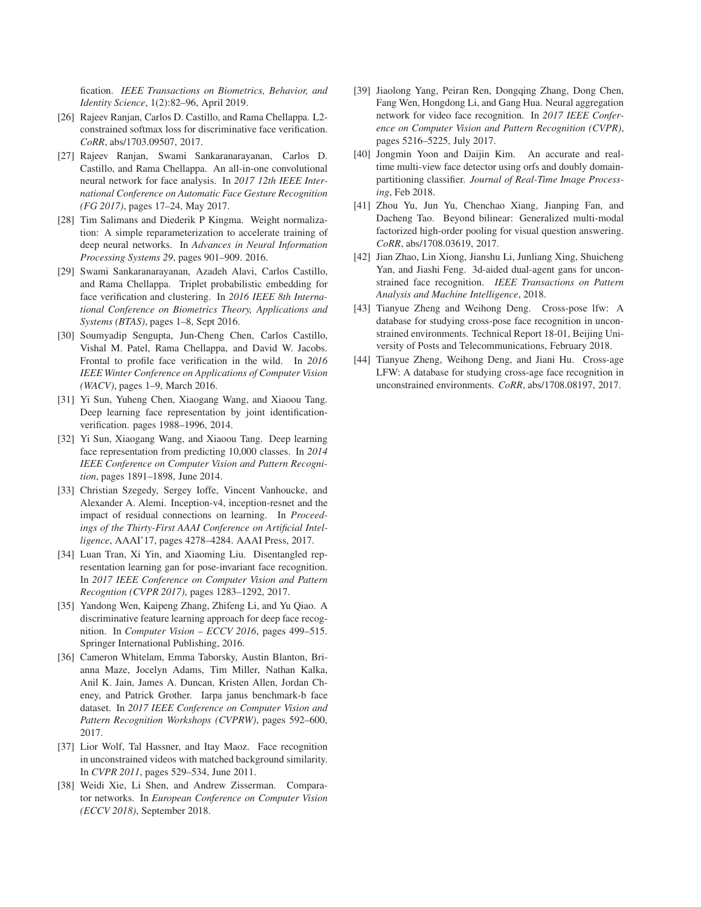fication. *IEEE Transactions on Biometrics, Behavior, and Identity Science*, 1(2):82–96, April 2019.

[26] Rajeev Ranjan, Carlos D. Castillo, and Rama Chellappa. L2-constrained softmax loss for discriminative face verification. *CoRR*, abs/1703.09507, 2017.

[27] Rajeev Ranjan, Swami Sankaranarayanan, Carlos D. Castillo, and Rama Chellappa. An all-in-one convolutional neural network for face analysis. In *2017 12th IEEE International Conference on Automatic Face Gesture Recognition (FG 2017)*, pages 17–24, May 2017.

[28] Tim Salimans and Diederik P Kingma. Weight normalization: A simple reparameterization to accelerate training of deep neural networks. In *Advances in Neural Information Processing Systems 29*, pages 901–909. 2016.

[29] Swami Sankaranarayanan, Azadeh Alavi, Carlos Castillo, and Rama Chellappa. Triplet probabilistic embedding for face verification and clustering. In *2016 IEEE 8th International Conference on Biometrics Theory, Applications and Systems (BTAS)*, pages 1–8, Sept 2016.

[30] Soumyadip Sengupta, Jun-Cheng Chen, Carlos Castillo, Vishal M. Patel, Rama Chellappa, and David W. Jacobs. Frontal to profile face verification in the wild. In *2016 IEEE Winter Conference on Applications of Computer Vision (WACV)*, pages 1–9, March 2016.

[31] Yi Sun, Yuheng Chen, Xiaogang Wang, and Xiaoou Tang. Deep learning face representation by joint identification-verification. pages 1988–1996, 2014.

[32] Yi Sun, Xiaogang Wang, and Xiaoou Tang. Deep learning face representation from predicting 10,000 classes. In *2014 IEEE Conference on Computer Vision and Pattern Recognition*, pages 1891–1898, June 2014.

[33] Christian Szegedy, Sergey Ioffe, Vincent Vanhoucke, and Alexander A. Alemi. Inception-v4, inception-resnet and the impact of residual connections on learning. In *Proceedings of the Thirty-First AAAI Conference on Artificial Intelligence*, AAAI'17, pages 4278–4284. AAAI Press, 2017.

[34] Luan Tran, Xi Yin, and Xiaoming Liu. Disentangled representation learning gan for pose-invariant face recognition. In *2017 IEEE Conference on Computer Vision and Pattern Recogntion (CVPR 2017)*, pages 1283–1292, 2017.

[35] Yandong Wen, Kaipeng Zhang, Zhifeng Li, and Yu Qiao. A discriminative feature learning approach for deep face recognition. In *Computer Vision – ECCV 2016*, pages 499–515. Springer International Publishing, 2016.

[36] Cameron Whitelam, Emma Taborsky, Austin Blanton, Brianna Maze, Jocelyn Adams, Tim Miller, Nathan Kalka, Anil K. Jain, James A. Duncan, Kristen Allen, Jordan Cheney, and Patrick Grother. Iarpa janus benchmark-b face dataset. In *2017 IEEE Conference on Computer Vision and Pattern Recognition Workshops (CVPRW)*, pages 592–600, 2017.

[37] Lior Wolf, Tal Hassner, and Itay Maoz. Face recognition in unconstrained videos with matched background similarity. In *CVPR 2011*, pages 529–534, June 2011.

[38] Weidi Xie, Li Shen, and Andrew Zisserman. Comparator networks. In *European Conference on Computer Vision (ECCV 2018)*, September 2018.

[39] Jiaolong Yang, Peiran Ren, Dongqing Zhang, Dong Chen, Fang Wen, Hongdong Li, and Gang Hua. Neural aggregation network for video face recognition. In *2017 IEEE Conference on Computer Vision and Pattern Recognition (CVPR)*, pages 5216–5225, July 2017.

[40] Jongmin Yoon and Daijin Kim. An accurate and real-time multi-view face detector using orfs and doubly domain-partitioning classifier. *Journal of Real-Time Image Processing*, Feb 2018.

[41] Zhou Yu, Jun Yu, Chenchao Xiang, Jianping Fan, and Dacheng Tao. Beyond bilinear: Generalized multi-modal factorized high-order pooling for visual question answering. *CoRR*, abs/1708.03619, 2017.

[42] Jian Zhao, Lin Xiong, Jianshu Li, Junliang Xing, Shuicheng Yan, and Jiashi Feng. 3d-aided dual-agent gans for unconstrained face recognition. *IEEE Transactions on Pattern Analysis and Machine Intelligence*, 2018.

[43] Tianyue Zheng and Weihong Deng. Cross-pose lfw: A database for studying cross-pose face recognition in unconstrained environments. Technical Report 18-01, Beijing University of Posts and Telecommunications, February 2018.

[44] Tianyue Zheng, Weihong Deng, and Jiani Hu. Cross-age LFW: A database for studying cross-age face recognition in unconstrained environments. *CoRR*, abs/1708.08197, 2017.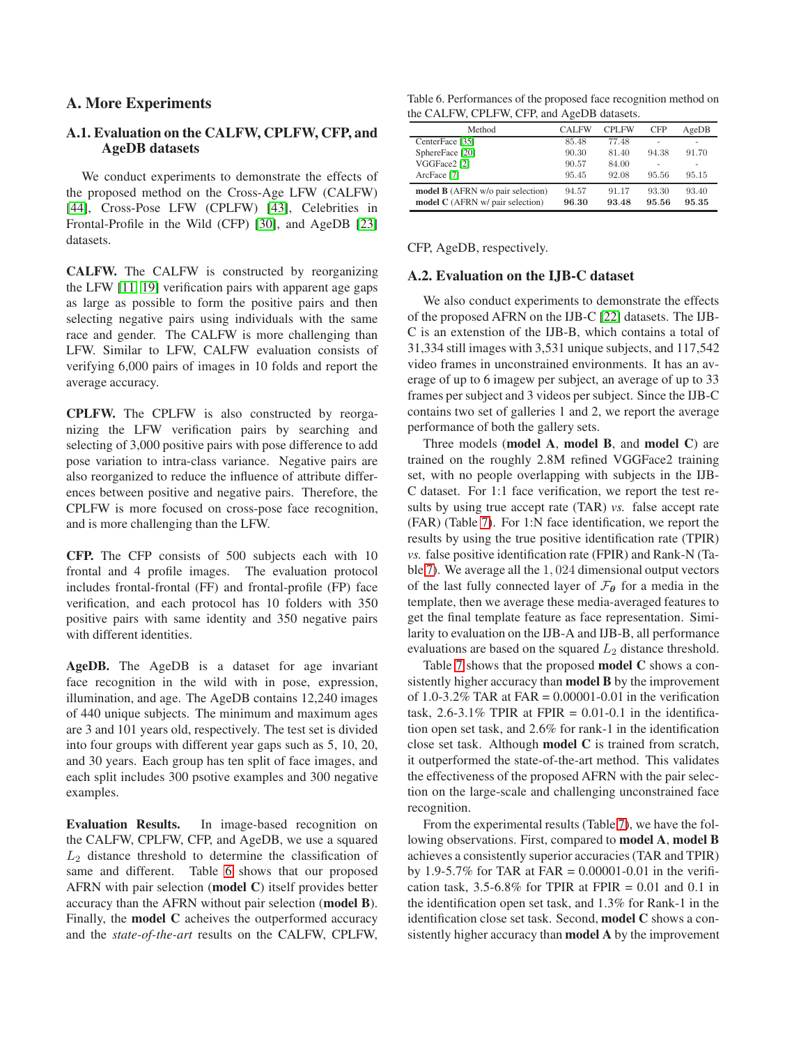## A. More Experiments

### A.1. Evaluation on the CALFW, CPLFW, CFP, and AgeDB datasets

We conduct experiments to demonstrate the effects of the proposed method on the Cross-Age LFW (CALFW) [44], Cross-Pose LFW (CPLFW) [43], Celebrities in Frontal-Profile in the Wild (CFP) [30], and AgeDB [23] datasets.

**CALFW.** The CALFW is constructed by reorganizing the LFW [11, 19] verification pairs with apparent age gaps as large as possible to form the positive pairs and then selecting negative pairs using individuals with the same race and gender. The CALFW is more challenging than LFW. Similar to LFW, CALFW evaluation consists of verifying 6,000 pairs of images in 10 folds and report the average accuracy.

**CPLFW.** The CPLFW is also constructed by reorganizing the LFW verification pairs by searching and selecting of 3,000 positive pairs with pose difference to add pose variation to intra-class variance. Negative pairs are also reorganized to reduce the influence of attribute differences between positive and negative pairs. Therefore, the CPLFW is more focused on cross-pose face recognition, and is more challenging than the LFW.

**CFP.** The CFP consists of 500 subjects each with 10 frontal and 4 profile images. The evaluation protocol includes frontal-frontal (FF) and frontal-profile (FP) face verification, and each protocol has 10 folders with 350 positive pairs with same identity and 350 negative pairs with different identities.

**AgeDB.** The AgeDB is a dataset for age invariant face recognition in the wild with in pose, expression, illumination, and age. The AgeDB contains 12,240 images of 440 unique subjects. The minimum and maximum ages are 3 and 101 years old, respectively. The test set is divided into four groups with different year gaps such as 5, 10, 20, and 30 years. Each group has ten split of face images, and each split includes 300 psotive examples and 300 negative examples.

**Evaluation Results.** In image-based recognition on the CALFW, CPLFW, CFP, and AgeDB, we use a squared $L_2$ distance threshold to determine the classification of same and different. Table 6 shows that our proposed AFRN with pair selection (**model C**) itself provides better accuracy than the AFRN without pair selection (**model B**). Finally, the **model C** acheives the outperformed accuracy and the *state-of-the-art* results on the CALFW, CPLFW, CFP, AgeDB, respectively.

Table 6. Performances of the proposed face recognition method on the CALFW, CPLFW, CFP, and AgeDB datasets.

| Method | CALFW | CPLFW | CFP | AgeDB |
|---|---|---|---|---|
| CenterFace [35] | 85.48 | 77.48 | - | - |
| SphereFace [20] | 90.30 | 81.40 | 94.38 | 91.70 |
| VGGFace2 [2] | 90.57 | 84.00 | - | - |
| ArcFace [7] | 95.45 | 92.08 | 95.56 | 95.15 |
| **model B** (AFRN w/o pair selection) | 94.57 | 91.17 | 93.30 | 93.40 |
| **model C** (AFRN w/ pair selection) | **96.30** | **93.48** | **95.56** | **95.35** |

### A.2. Evaluation on the IJB-C dataset

We also conduct experiments to demonstrate the effects of the proposed AFRN on the IJB-C [22] datasets. The IJB-C is an extension of the IJB-B, which contains a total of 31,334 still images with 3,531 unique subjects, and 117,542 video frames in unconstrained environments. It has an average of up to 6 imagew per subject, an average of up to 33 frames per subject and 3 videos per subject. Since the IJB-C contains two set of galleries 1 and 2, we report the average performance of both the gallery sets.

Three models (**model A**, **model B**, and **model C**) are trained on the roughly 2.8M refined VGGFace2 training set, with no people overlapping with subjects in the IJB-C dataset. For 1:1 face verification, we report the test results by using true accept rate (TAR) *vs.* false accept rate (FAR) (Table 7). For 1:N face identification, we report the results by using the true positive identification rate (TPIR) *vs.* false positive identification rate (FPIR) and Rank-N (Table 7). We average all the $1,024$ dimensional output vectors of the last fully connected layer of $\mathcal{F}_{\boldsymbol{\theta}}$ for a media in the template, then we average these media-averaged features to get the final template feature as face representation. Similarity to evaluation on the IJB-A and IJB-B, all performance evaluations are based on the squared $L_2$ distance threshold.

Table 7 shows that the proposed **model C** shows a consistently higher accuracy than **model B** by the improvement of 1.0-3.2% TAR at FAR = 0.00001-0.01 in the verification task, 2.6-3.1% TPIR at FPIR = 0.01-0.1 in the identification open set task, and 2.6% for rank-1 in the identification close set task. Although **model C** is trained from scratch, it outperformed the state-of-the-art method. This validates the effectiveness of the proposed AFRN with the pair selection on the large-scale and challenging unconstrained face recognition.

From the experimental results (Table 7), we have the following observations. First, compared to **model A**, **model B** achieves a consistently superior accuracies (TAR and TPIR) by 1.9-5.7% for TAR at FAR = 0.00001-0.01 in the verification task, 3.5-6.8% for TPIR at FPIR = 0.01 and 0.1 in the identification open set task, and 1.3% for Rank-1 in the identification close set task. Second, **model C** shows a consistently higher accuracy than **model A** by the improvement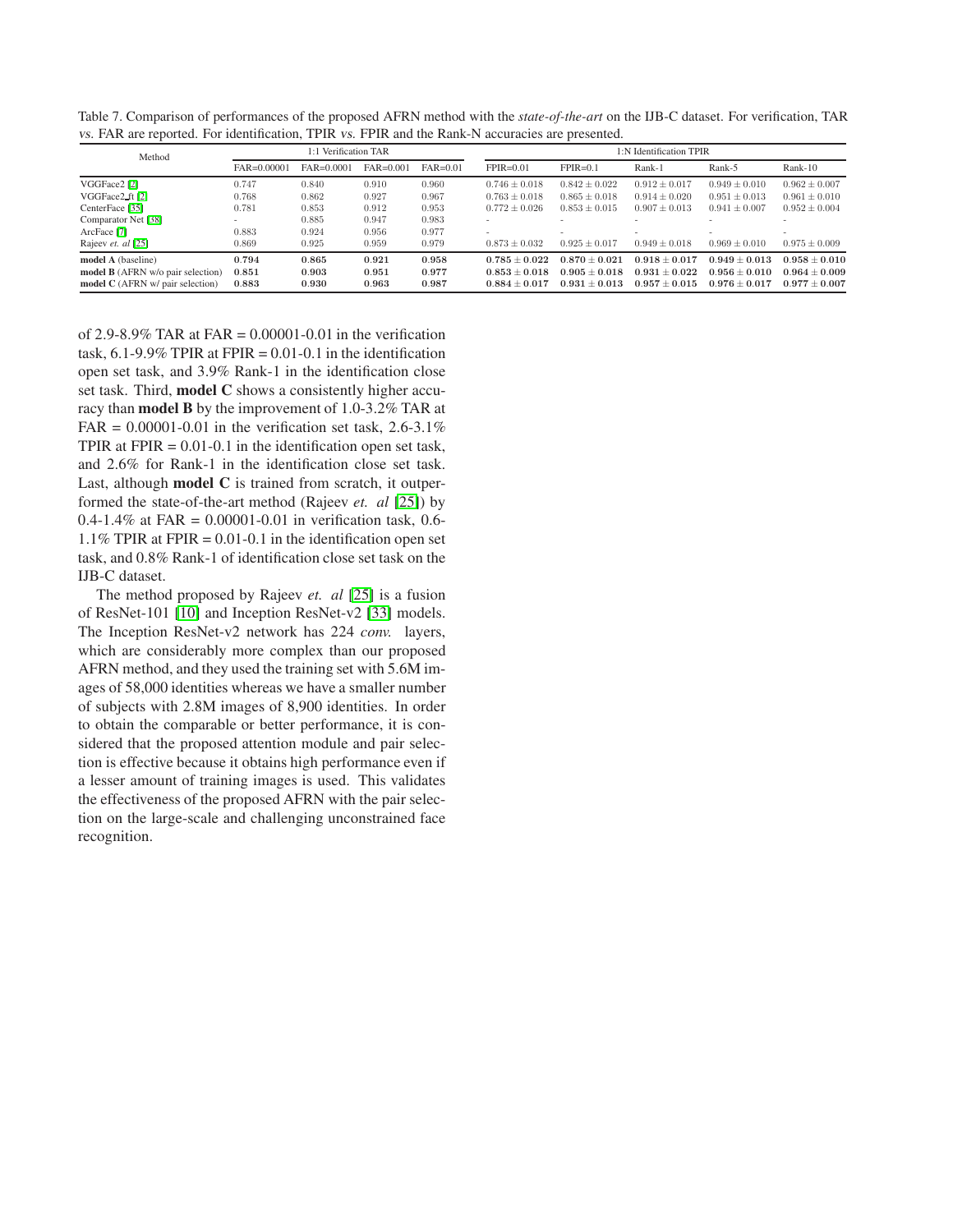Table 7. Comparison of performances of the proposed AFRN method with the *state-of-the-art* on the IJB-C dataset. For verification, TAR *vs.* FAR are reported. For identification, TPIR *vs.* FPIR and the Rank-N accuracies are presented.

| Method | 1:1 Verification TAR | | | | 1:N Identification TPIR | | | | |
|---|---|---|---|---|---|---|---|---|---|
| | FAR=0.00001 | FAR=0.0001 | FAR=0.001 | FAR=0.01 | FPIR=0.01 | FPIR=0.1 | Rank-1 | Rank-5 | Rank-10 |
| VGGFace2 [2] | 0.747 | 0.840 | 0.910 | 0.960 | $0.746 \pm 0.018$ | $0.842 \pm 0.022$ | $0.912 \pm 0.017$ | $0.949 \pm 0.010$ | $0.962 \pm 0.007$ |
| VGGFace2_ft [2] | 0.768 | 0.862 | 0.927 | 0.967 | $0.763 \pm 0.018$ | $0.865 \pm 0.018$ | $0.914 \pm 0.020$ | $0.951 \pm 0.013$ | $0.961 \pm 0.010$ |
| CenterFace [35] | 0.781 | 0.853 | 0.912 | 0.953 | $0.772 \pm 0.026$ | $0.853 \pm 0.015$ | $0.907 \pm 0.013$ | $0.941 \pm 0.007$ | $0.952 \pm 0.004$ |
| Comparator Net [38] | - | 0.885 | 0.947 | 0.983 | - | - | - | - | - |
| ArcFace [7] | 0.883 | 0.924 | 0.956 | 0.977 | - | - | - | - | - |
| Rajeev *et. al* [25] | 0.869 | 0.925 | 0.959 | 0.979 | $0.873 \pm 0.032$ | $0.925 \pm 0.017$ | $0.949 \pm 0.018$ | $0.969 \pm 0.010$ | $0.975 \pm 0.009$ |
| **model A** (baseline) | **0.794** | **0.865** | **0.921** | **0.958** | $\mathbf{0.785 \pm 0.022}$ | $\mathbf{0.870 \pm 0.021}$ | $\mathbf{0.918 \pm 0.017}$ | $\mathbf{0.949 \pm 0.013}$ | $\mathbf{0.958 \pm 0.010}$ |
| **model B** (AFRN w/o pair selection) | **0.851** | **0.903** | **0.951** | **0.977** | $\mathbf{0.853 \pm 0.018}$ | $\mathbf{0.905 \pm 0.018}$ | $\mathbf{0.931 \pm 0.022}$ | $\mathbf{0.956 \pm 0.010}$ | $\mathbf{0.964 \pm 0.009}$ |
| **model C** (AFRN w/ pair selection) | **0.883** | **0.930** | **0.963** | **0.987** | $\mathbf{0.884 \pm 0.017}$ | $\mathbf{0.931 \pm 0.013}$ | $\mathbf{0.957 \pm 0.015}$ | $\mathbf{0.976 \pm 0.017}$ | $\mathbf{0.977 \pm 0.007}$ |

of 2.9-8.9% TAR at FAR = 0.00001-0.01 in the verification task, 6.1-9.9% TPIR at FPIR = 0.01-0.1 in the identification open set task, and 3.9% Rank-1 in the identification close set task. Third, **model C** shows a consistently higher accuracy than **model B** by the improvement of 1.0-3.2% TAR at FAR = 0.00001-0.01 in the verification set task, 2.6-3.1% TPIR at FPIR = 0.01-0.1 in the identification open set task, and 2.6% for Rank-1 in the identification close set task. Last, although **model C** is trained from scratch, it outperformed the state-of-the-art method (Rajeev *et. al* [25]) by 0.4-1.4% at FAR = 0.00001-0.01 in verification task, 0.6-1.1% TPIR at FPIR = 0.01-0.1 in the identification open set task, and 0.8% Rank-1 of identification close set task on the IJB-C dataset.

The method proposed by Rajeev *et. al* [25] is a fusion of ResNet-101 [10] and Inception ResNet-v2 [33] models. The Inception ResNet-v2 network has 224 *conv.* layers, which are considerably more complex than our proposed AFRN method, and they used the training set with 5.6M images of 58,000 identities whereas we have a smaller number of subjects with 2.8M images of 8,900 identities. In order to obtain the comparable or better performance, it is considered that the proposed attention module and pair selection is effective because it obtains high performance even if a lesser amount of training images is used. This validates the effectiveness of the proposed AFRN with the pair selection on the large-scale and challenging unconstrained face recognition.